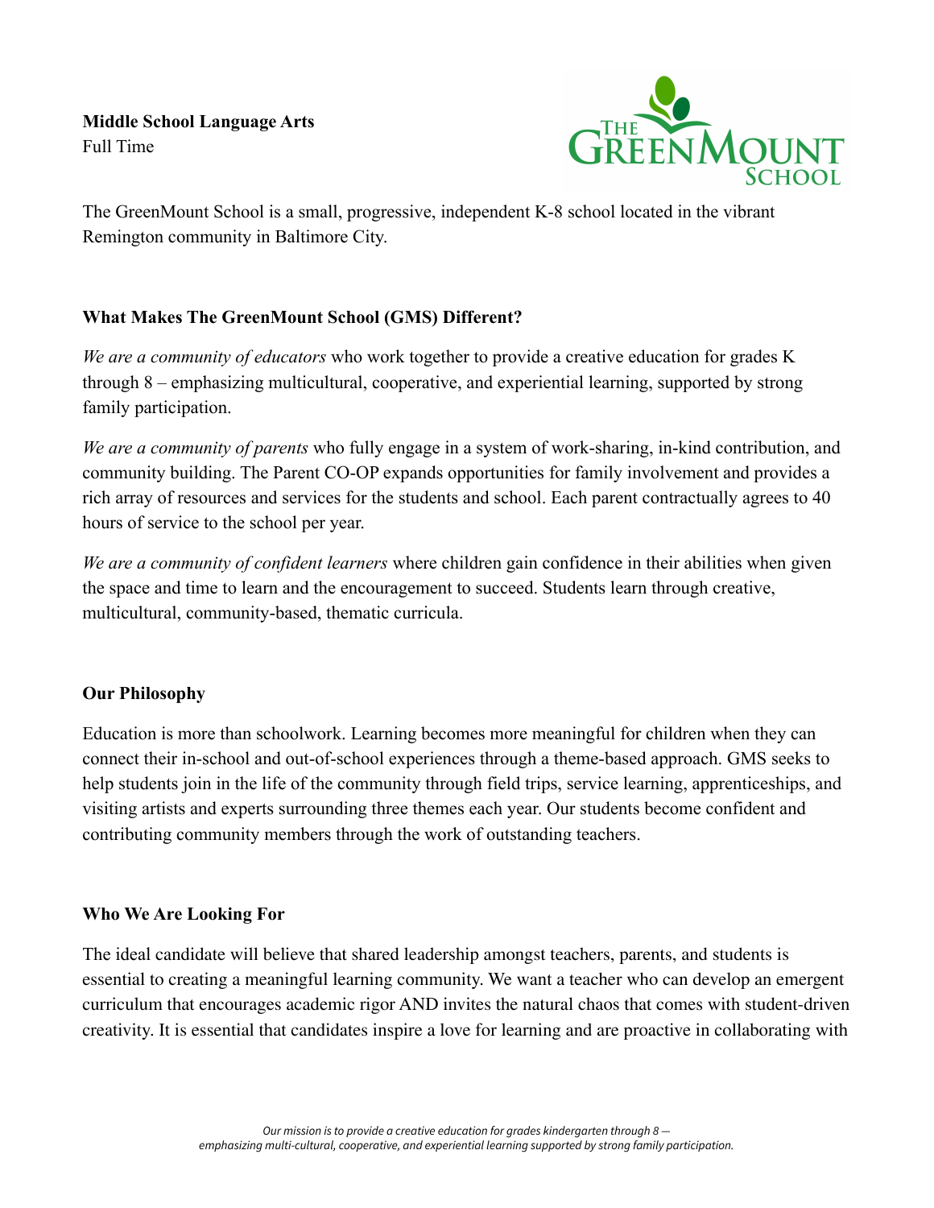**Middle School Language Arts**
Full Time

The GreenMount School is a small, progressive, independent K-8 school located in the vibrant Remington community in Baltimore City.

**What Makes The GreenMount School (GMS) Different?**

*We are a community of educators* who work together to provide a creative education for grades K through 8 – emphasizing multicultural, cooperative, and experiential learning, supported by strong family participation.

*We are a community of parents* who fully engage in a system of work-sharing, in-kind contribution, and community building. The Parent CO-OP expands opportunities for family involvement and provides a rich array of resources and services for the students and school. Each parent contractually agrees to 40 hours of service to the school per year.

*We are a community of confident learners* where children gain confidence in their abilities when given the space and time to learn and the encouragement to succeed. Students learn through creative, multicultural, community-based, thematic curricula.

**Our Philosophy**

Education is more than schoolwork. Learning becomes more meaningful for children when they can connect their in-school and out-of-school experiences through a theme-based approach. GMS seeks to help students join in the life of the community through field trips, service learning, apprenticeships, and visiting artists and experts surrounding three themes each year. Our students become confident and contributing community members through the work of outstanding teachers.

**Who We Are Looking For**

The ideal candidate will believe that shared leadership amongst teachers, parents, and students is essential to creating a meaningful learning community. We want a teacher who can develop an emergent curriculum that encourages academic rigor AND invites the natural chaos that comes with student-driven creativity. It is essential that candidates inspire a love for learning and are proactive in collaborating with

*Our mission is to provide a creative education for grades kindergarten through 8 — emphasizing multi-cultural, cooperative, and experiential learning supported by strong family participation.*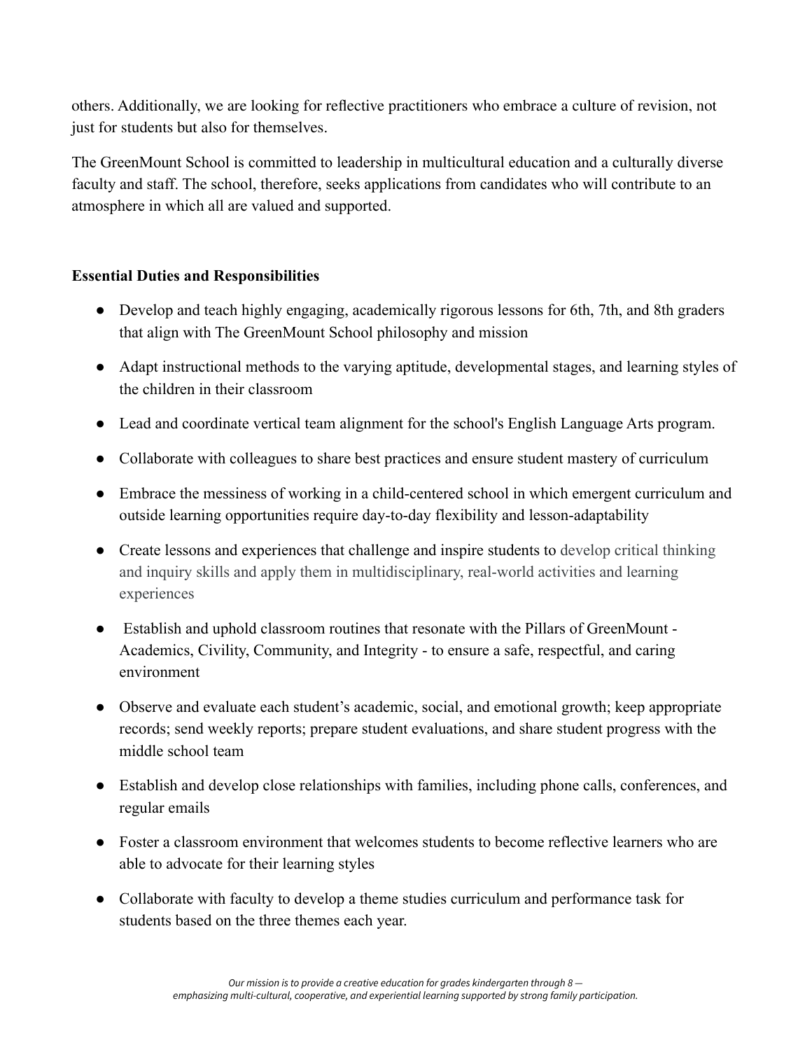others. Additionally, we are looking for reflective practitioners who embrace a culture of revision, not just for students but also for themselves.

The GreenMount School is committed to leadership in multicultural education and a culturally diverse faculty and staff. The school, therefore, seeks applications from candidates who will contribute to an atmosphere in which all are valued and supported.

**Essential Duties and Responsibilities**

- Develop and teach highly engaging, academically rigorous lessons for 6th, 7th, and 8th graders that align with The GreenMount School philosophy and mission
- Adapt instructional methods to the varying aptitude, developmental stages, and learning styles of the children in their classroom
- Lead and coordinate vertical team alignment for the school's English Language Arts program.
- Collaborate with colleagues to share best practices and ensure student mastery of curriculum
- Embrace the messiness of working in a child-centered school in which emergent curriculum and outside learning opportunities require day-to-day flexibility and lesson-adaptability
- Create lessons and experiences that challenge and inspire students to develop critical thinking and inquiry skills and apply them in multidisciplinary, real-world activities and learning experiences
- Establish and uphold classroom routines that resonate with the Pillars of GreenMount - Academics, Civility, Community, and Integrity - to ensure a safe, respectful, and caring environment
- Observe and evaluate each student's academic, social, and emotional growth; keep appropriate records; send weekly reports; prepare student evaluations, and share student progress with the middle school team
- Establish and develop close relationships with families, including phone calls, conferences, and regular emails
- Foster a classroom environment that welcomes students to become reflective learners who are able to advocate for their learning styles
- Collaborate with faculty to develop a theme studies curriculum and performance task for students based on the three themes each year.

*Our mission is to provide a creative education for grades kindergarten through 8 — emphasizing multi-cultural, cooperative, and experiential learning supported by strong family participation.*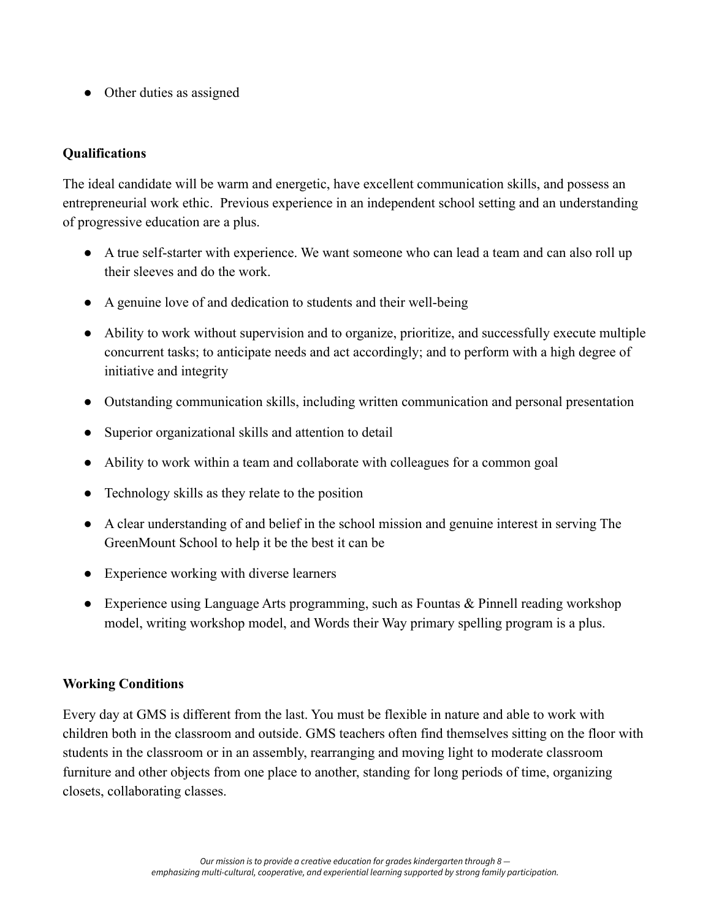- Other duties as assigned

**Qualifications**

The ideal candidate will be warm and energetic, have excellent communication skills, and possess an entrepreneurial work ethic. Previous experience in an independent school setting and an understanding of progressive education are a plus.

- A true self-starter with experience. We want someone who can lead a team and can also roll up their sleeves and do the work.
- A genuine love of and dedication to students and their well-being
- Ability to work without supervision and to organize, prioritize, and successfully execute multiple concurrent tasks; to anticipate needs and act accordingly; and to perform with a high degree of initiative and integrity
- Outstanding communication skills, including written communication and personal presentation
- Superior organizational skills and attention to detail
- Ability to work within a team and collaborate with colleagues for a common goal
- Technology skills as they relate to the position
- A clear understanding of and belief in the school mission and genuine interest in serving The GreenMount School to help it be the best it can be
- Experience working with diverse learners
- Experience using Language Arts programming, such as Fountas & Pinnell reading workshop model, writing workshop model, and Words their Way primary spelling program is a plus.

**Working Conditions**

Every day at GMS is different from the last. You must be flexible in nature and able to work with children both in the classroom and outside. GMS teachers often find themselves sitting on the floor with students in the classroom or in an assembly, rearranging and moving light to moderate classroom furniture and other objects from one place to another, standing for long periods of time, organizing closets, collaborating classes.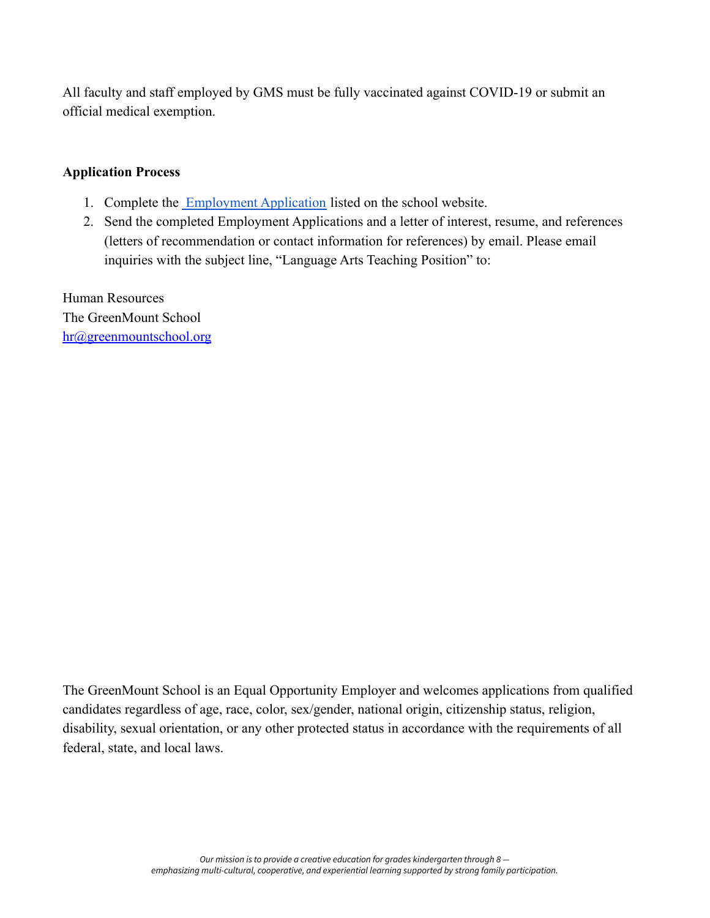All faculty and staff employed by GMS must be fully vaccinated against COVID-19 or submit an official medical exemption.

**Application Process**

1. Complete the [Employment Application](#) listed on the school website.
2. Send the completed Employment Applications and a letter of interest, resume, and references (letters of recommendation or contact information for references) by email. Please email inquiries with the subject line, "Language Arts Teaching Position" to:

Human Resources
The GreenMount School
[hr@greenmountschool.org](mailto:hr@greenmountschool.org)

The GreenMount School is an Equal Opportunity Employer and welcomes applications from qualified candidates regardless of age, race, color, sex/gender, national origin, citizenship status, religion, disability, sexual orientation, or any other protected status in accordance with the requirements of all federal, state, and local laws.